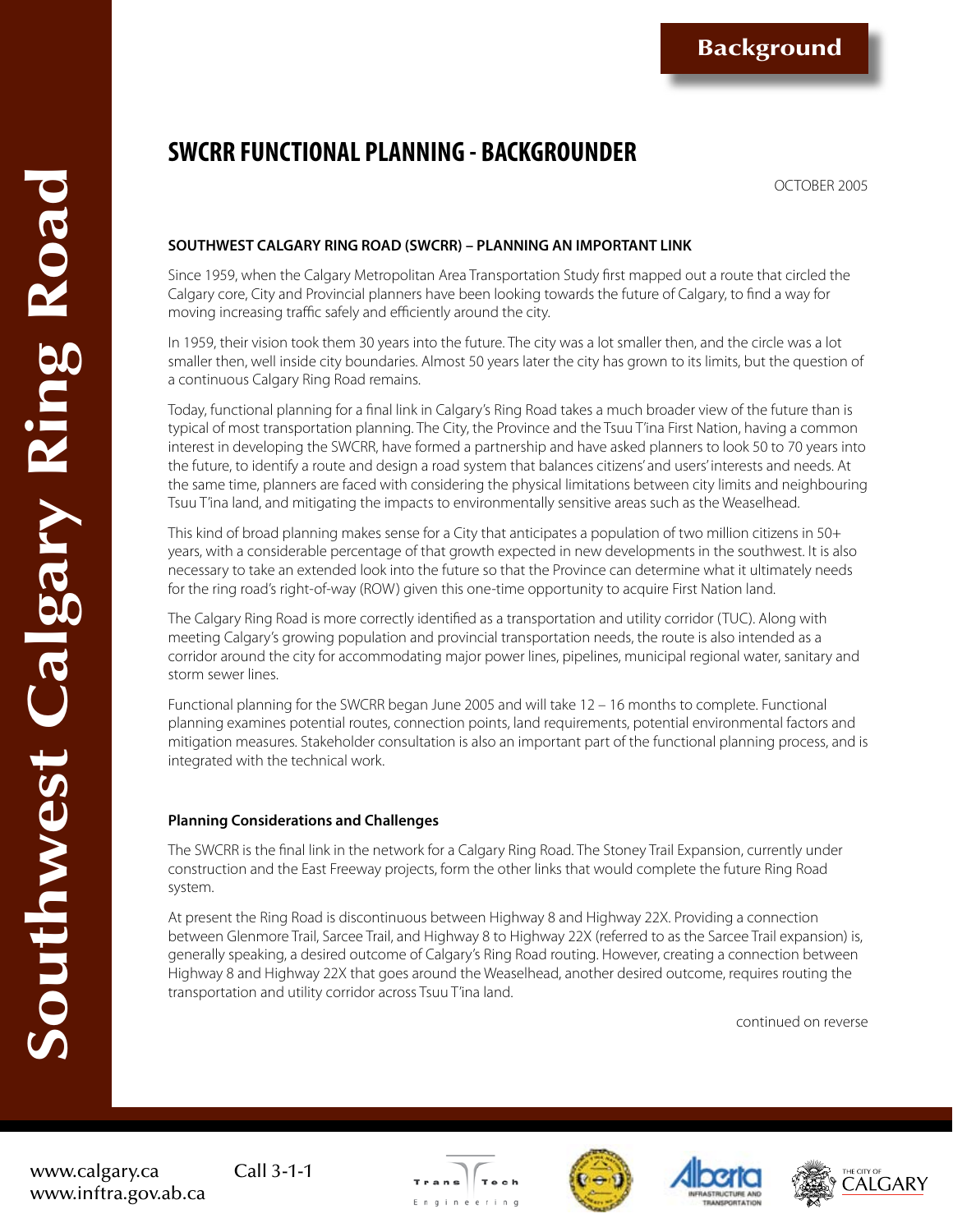Background

Southwest Calgary Ring Road

# SWCRR FUNCTIONAL PLANNING - BACKGROUNDER

OCTOBER 2005

## SOUTHWEST CALGARY RING ROAD (SWCRR) – PLANNING AN IMPORTANT LINK

Since 1959, when the Calgary Metropolitan Area Transportation Study first mapped out a route that circled the Calgary core, City and Provincial planners have been looking towards the future of Calgary, to find a way for moving increasing traffic safely and efficiently around the city.

In 1959, their vision took them 30 years into the future. The city was a lot smaller then, and the circle was a lot smaller then, well inside city boundaries. Almost 50 years later the city has grown to its limits, but the question of a continuous Calgary Ring Road remains.

Today, functional planning for a final link in Calgary's Ring Road takes a much broader view of the future than is typical of most transportation planning. The City, the Province and the Tsuu T'ina First Nation, having a common interest in developing the SWCRR, have formed a partnership and have asked planners to look 50 to 70 years into the future, to identify a route and design a road system that balances citizens' and users' interests and needs. At the same time, planners are faced with considering the physical limitations between city limits and neighbouring Tsuu T'ina land, and mitigating the impacts to environmentally sensitive areas such as the Weaselhead.

This kind of broad planning makes sense for a City that anticipates a population of two million citizens in 50+ years, with a considerable percentage of that growth expected in new developments in the southwest. It is also necessary to take an extended look into the future so that the Province can determine what it ultimately needs for the ring road's right-of-way (ROW) given this one-time opportunity to acquire First Nation land.

The Calgary Ring Road is more correctly identified as a transportation and utility corridor (TUC). Along with meeting Calgary's growing population and provincial transportation needs, the route is also intended as a corridor around the city for accommodating major power lines, pipelines, municipal regional water, sanitary and storm sewer lines.

Functional planning for the SWCRR began June 2005 and will take 12 – 16 months to complete. Functional planning examines potential routes, connection points, land requirements, potential environmental factors and mitigation measures. Stakeholder consultation is also an important part of the functional planning process, and is integrated with the technical work.

### Planning Considerations and Challenges

The SWCRR is the final link in the network for a Calgary Ring Road. The Stoney Trail Expansion, currently under construction and the East Freeway projects, form the other links that would complete the future Ring Road system.

At present the Ring Road is discontinuous between Highway 8 and Highway 22X. Providing a connection between Glenmore Trail, Sarcee Trail, and Highway 8 to Highway 22X (referred to as the Sarcee Trail expansion) is, generally speaking, a desired outcome of Calgary's Ring Road routing. However, creating a connection between Highway 8 and Highway 22X that goes around the Weaselhead, another desired outcome, requires routing the transportation and utility corridor across Tsuu T'ina land.

continued on reverse

www.calgary.ca
www.inftra.gov.ab.ca

Call 3-1-1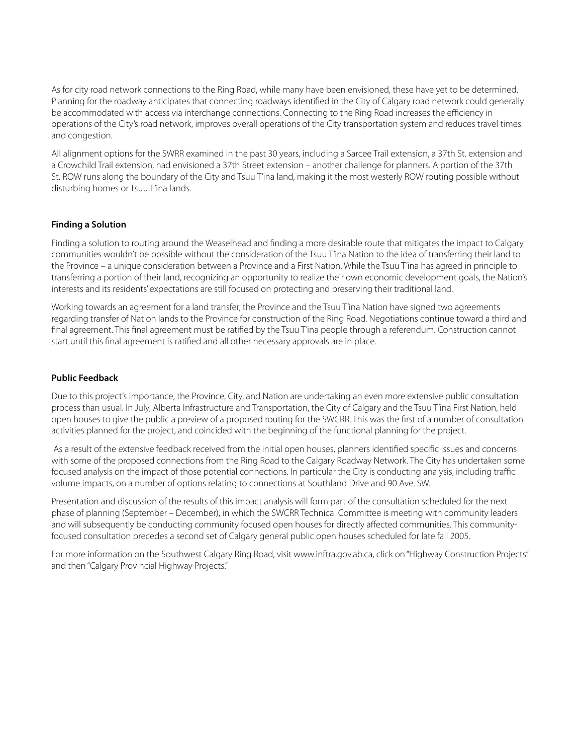As for city road network connections to the Ring Road, while many have been envisioned, these have yet to be determined. Planning for the roadway anticipates that connecting roadways identified in the City of Calgary road network could generally be accommodated with access via interchange connections. Connecting to the Ring Road increases the efficiency in operations of the City's road network, improves overall operations of the City transportation system and reduces travel times and congestion.

All alignment options for the SWRR examined in the past 30 years, including a Sarcee Trail extension, a 37th St. extension and a Crowchild Trail extension, had envisioned a 37th Street extension – another challenge for planners. A portion of the 37th St. ROW runs along the boundary of the City and Tsuu T'ina land, making it the most westerly ROW routing possible without disturbing homes or Tsuu T'ina lands.

**Finding a Solution**

Finding a solution to routing around the Weaselhead and finding a more desirable route that mitigates the impact to Calgary communities wouldn't be possible without the consideration of the Tsuu T'ina Nation to the idea of transferring their land to the Province – a unique consideration between a Province and a First Nation. While the Tsuu T'ina has agreed in principle to transferring a portion of their land, recognizing an opportunity to realize their own economic development goals, the Nation's interests and its residents' expectations are still focused on protecting and preserving their traditional land.

Working towards an agreement for a land transfer, the Province and the Tsuu T'ina Nation have signed two agreements regarding transfer of Nation lands to the Province for construction of the Ring Road. Negotiations continue toward a third and final agreement. This final agreement must be ratified by the Tsuu T'ina people through a referendum. Construction cannot start until this final agreement is ratified and all other necessary approvals are in place.

**Public Feedback**

Due to this project's importance, the Province, City, and Nation are undertaking an even more extensive public consultation process than usual. In July, Alberta Infrastructure and Transportation, the City of Calgary and the Tsuu T'ina First Nation, held open houses to give the public a preview of a proposed routing for the SWCRR. This was the first of a number of consultation activities planned for the project, and coincided with the beginning of the functional planning for the project.

As a result of the extensive feedback received from the initial open houses, planners identified specific issues and concerns with some of the proposed connections from the Ring Road to the Calgary Roadway Network. The City has undertaken some focused analysis on the impact of those potential connections. In particular the City is conducting analysis, including traffic volume impacts, on a number of options relating to connections at Southland Drive and 90 Ave. SW.

Presentation and discussion of the results of this impact analysis will form part of the consultation scheduled for the next phase of planning (September – December), in which the SWCRR Technical Committee is meeting with community leaders and will subsequently be conducting community focused open houses for directly affected communities. This community-focused consultation precedes a second set of Calgary general public open houses scheduled for late fall 2005.

For more information on the Southwest Calgary Ring Road, visit www.inftra.gov.ab.ca, click on "Highway Construction Projects" and then "Calgary Provincial Highway Projects."